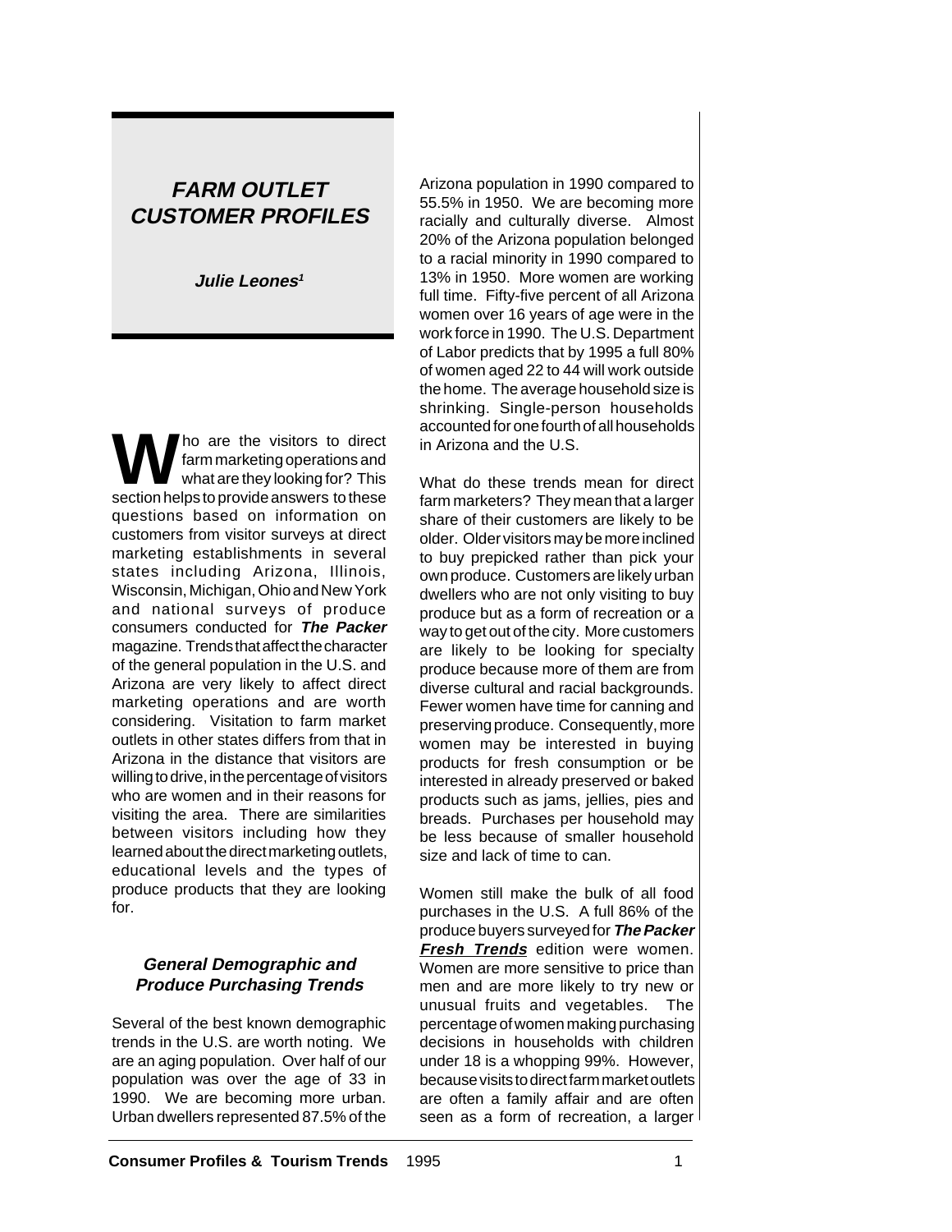# FARM OUTLET CUSTOMER PROFILES

**Julie Leones[1]**

Who are the visitors to direct farm marketing operations and what are they looking for? This section helps to provide answers to these questions based on information on customers from visitor surveys at direct marketing establishments in several states including Arizona, Illinois, Wisconsin, Michigan, Ohio and New York and national surveys of produce consumers conducted for ***The Packer*** magazine. Trends that affect the character of the general population in the U.S. and Arizona are very likely to affect direct marketing operations and are worth considering. Visitation to farm market outlets in other states differs from that in Arizona in the distance that visitors are willing to drive, in the percentage of visitors who are women and in their reasons for visiting the area. There are similarities between visitors including how they learned about the direct marketing outlets, educational levels and the types of produce products that they are looking for.

## General Demographic and Produce Purchasing Trends

Several of the best known demographic trends in the U.S. are worth noting. We are an aging population. Over half of our population was over the age of 33 in 1990. We are becoming more urban. Urban dwellers represented 87.5% of the Arizona population in 1990 compared to 55.5% in 1950. We are becoming more racially and culturally diverse. Almost 20% of the Arizona population belonged to a racial minority in 1990 compared to 13% in 1950. More women are working full time. Fifty-five percent of all Arizona women over 16 years of age were in the work force in 1990. The U.S. Department of Labor predicts that by 1995 a full 80% of women aged 22 to 44 will work outside the home. The average household size is shrinking. Single-person households accounted for one fourth of all households in Arizona and the U.S.

What do these trends mean for direct farm marketers? They mean that a larger share of their customers are likely to be older. Older visitors may be more inclined to buy prepicked rather than pick your own produce. Customers are likely urban dwellers who are not only visiting to buy produce but as a form of recreation or a way to get out of the city. More customers are likely to be looking for specialty produce because more of them are from diverse cultural and racial backgrounds. Fewer women have time for canning and preserving produce. Consequently, more women may be interested in buying products for fresh consumption or be interested in already preserved or baked products such as jams, jellies, pies and breads. Purchases per household may be less because of smaller household size and lack of time to can.

Women still make the bulk of all food purchases in the U.S. A full 86% of the produce buyers surveyed for ***The Packer Fresh Trends*** edition were women. Women are more sensitive to price than men and are more likely to try new or unusual fruits and vegetables. The percentage of women making purchasing decisions in households with children under 18 is a whopping 99%. However, because visits to direct farm market outlets are often a family affair and are often seen as a form of recreation, a larger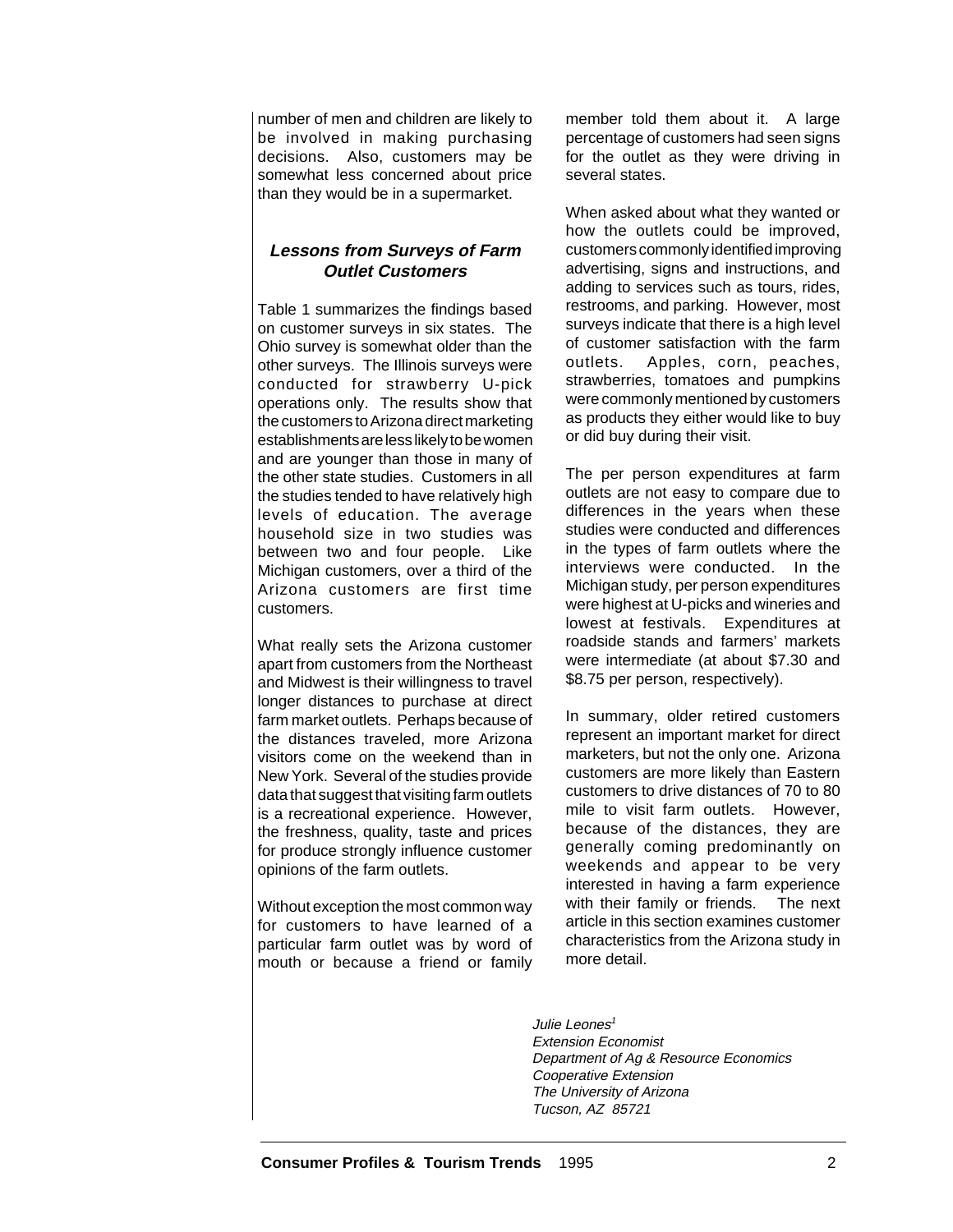number of men and children are likely to be involved in making purchasing decisions. Also, customers may be somewhat less concerned about price than they would be in a supermarket.

### *Lessons from Surveys of Farm Outlet Customers*

Table 1 summarizes the findings based on customer surveys in six states. The Ohio survey is somewhat older than the other surveys. The Illinois surveys were conducted for strawberry U-pick operations only. The results show that the customers to Arizona direct marketing establishments are less likely to be women and are younger than those in many of the other state studies. Customers in all the studies tended to have relatively high levels of education. The average household size in two studies was between two and four people. Like Michigan customers, over a third of the Arizona customers are first time customers.

What really sets the Arizona customer apart from customers from the Northeast and Midwest is their willingness to travel longer distances to purchase at direct farm market outlets. Perhaps because of the distances traveled, more Arizona visitors come on the weekend than in New York. Several of the studies provide data that suggest that visiting farm outlets is a recreational experience. However, the freshness, quality, taste and prices for produce strongly influence customer opinions of the farm outlets.

Without exception the most common way for customers to have learned of a particular farm outlet was by word of mouth or because a friend or family member told them about it. A large percentage of customers had seen signs for the outlet as they were driving in several states.

When asked about what they wanted or how the outlets could be improved, customers commonly identified improving advertising, signs and instructions, and adding to services such as tours, rides, restrooms, and parking. However, most surveys indicate that there is a high level of customer satisfaction with the farm outlets. Apples, corn, peaches, strawberries, tomatoes and pumpkins were commonly mentioned by customers as products they either would like to buy or did buy during their visit.

The per person expenditures at farm outlets are not easy to compare due to differences in the years when these studies were conducted and differences in the types of farm outlets where the interviews were conducted. In the Michigan study, per person expenditures were highest at U-picks and wineries and lowest at festivals. Expenditures at roadside stands and farmers' markets were intermediate (at about $7.30 and $8.75 per person, respectively).

In summary, older retired customers represent an important market for direct marketers, but not the only one. Arizona customers are more likely than Eastern customers to drive distances of 70 to 80 mile to visit farm outlets. However, because of the distances, they are generally coming predominantly on weekends and appear to be very interested in having a farm experience with their family or friends. The next article in this section examines customer characteristics from the Arizona study in more detail.

*Julie Leones[1]*
*Extension Economist*
*Department of Ag & Resource Economics*
*Cooperative Extension*
*The University of Arizona*
*Tucson, AZ 85721*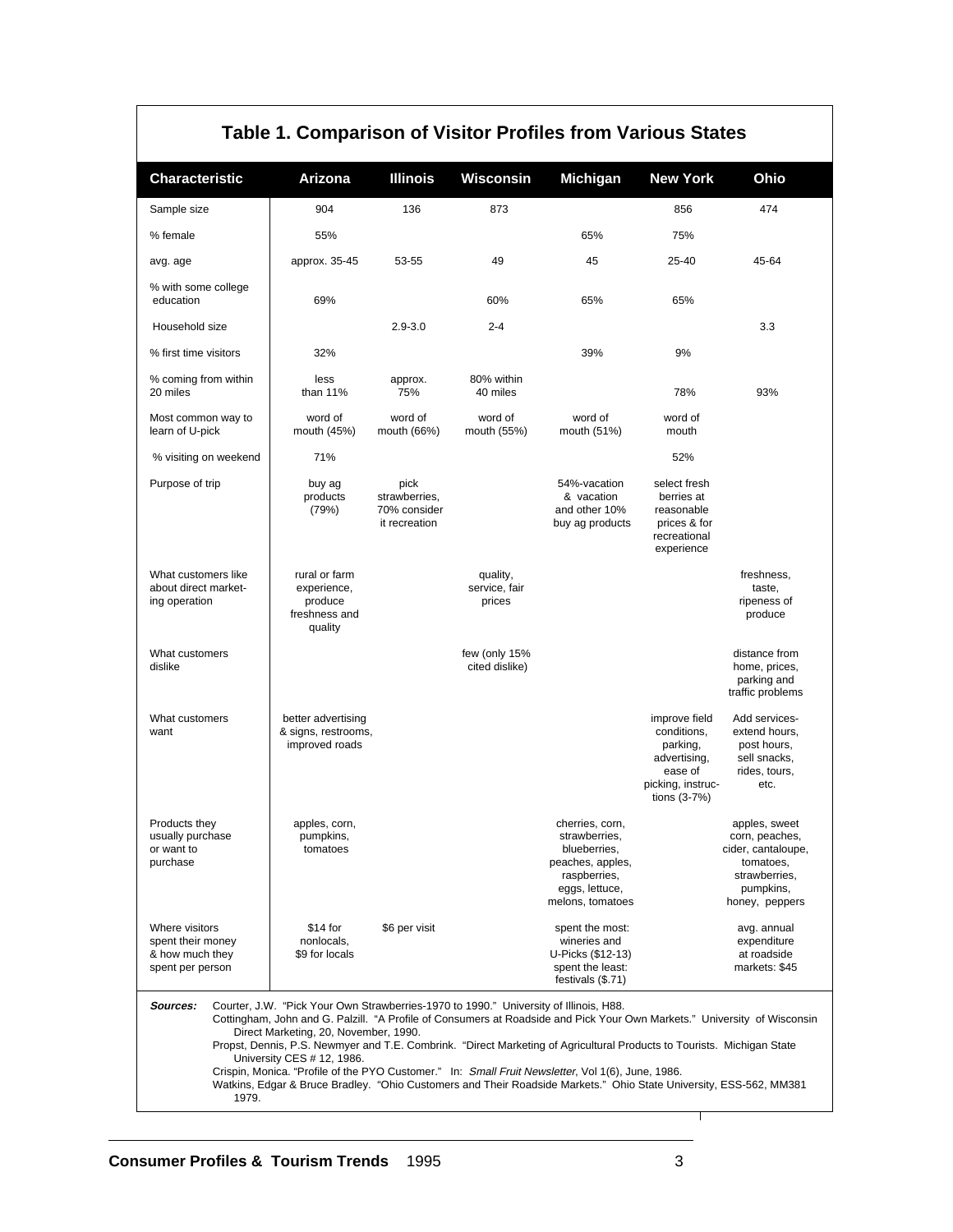## Table 1. Comparison of Visitor Profiles from Various States

| Characteristic | Arizona | Illinois | Wisconsin | Michigan | New York | Ohio |
|---|---|---|---|---|---|---|
| Sample size | 904 | 136 | 873 | | 856 | 474 |
| % female | 55% | | | 65% | 75% | |
| avg. age | approx. 35-45 | 53-55 | 49 | 45 | 25-40 | 45-64 |
| % with some college education | 69% | | 60% | 65% | 65% | |
| Household size | | 2.9-3.0 | 2-4 | | | 3.3 |
| % first time visitors | 32% | | | 39% | 9% | |
| % coming from within 20 miles | less than 11% | approx. 75% | 80% within 40 miles | | 78% | 93% |
| Most common way to learn of U-pick | word of mouth (45%) | word of mouth (66%) | word of mouth (55%) | word of mouth (51%) | word of mouth | |
| % visiting on weekend | 71% | | | | 52% | |
| Purpose of trip | buy ag products (79%) | pick strawberries, 70% consider it recreation | | 54%-vacation & vacation and other 10% buy ag products | select fresh berries at reasonable prices & for recreational experience | |
| What customers like about direct marketing operation | rural or farm experience, produce freshness and quality | | quality, service, fair prices | | | freshness, taste, ripeness of produce |
| What customers dislike | | | few (only 15% cited dislike) | | | distance from home, prices, parking and traffic problems |
| What customers want | better advertising & signs, restrooms, improved roads | | | | improve field conditions, parking, advertising, ease of picking, instructions (3-7%) | Add services-extend hours, post hours, sell snacks, rides, tours, etc. |
| Products they usually purchase or want to purchase | apples, corn, pumpkins, tomatoes | | | cherries, corn, strawberries, blueberries, peaches, apples, raspberries, eggs, lettuce, melons, tomatoes | | apples, sweet corn, peaches, cider, cantaloupe, tomatoes, strawberries, pumpkins, honey, peppers |
| Where visitors spent their money & how much they spent per person | $14 for nonlocals, $9 for locals | $6 per visit | | spent the most: wineries and U-Picks ($12-13) spent the least: festivals ($.71) | | avg. annual expenditure at roadside markets: $45 |

***Sources:*** Courter, J.W. "Pick Your Own Strawberries-1970 to 1990." University of Illinois, H88.
Cottingham, John and G. Palzill. "A Profile of Consumers at Roadside and Pick Your Own Markets." University of Wisconsin Direct Marketing, 20, November, 1990.
Propst, Dennis, P.S. Newmyer and T.E. Combrink. "Direct Marketing of Agricultural Products to Tourists. Michigan State University CES # 12, 1986.
Crispin, Monica. "Profile of the PYO Customer." In: *Small Fruit Newsletter,* Vol 1(6), June, 1986.
Watkins, Edgar & Bruce Bradley. "Ohio Customers and Their Roadside Markets." Ohio State University, ESS-562, MM381 1979.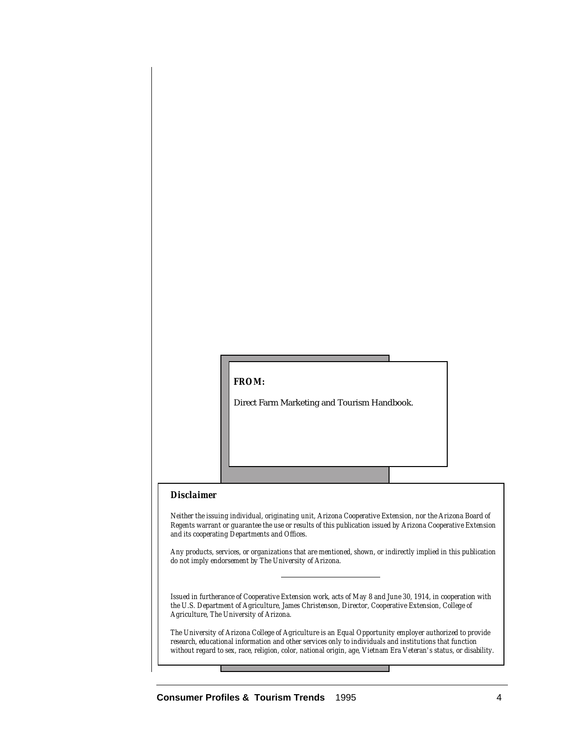***FROM:***

Direct Farm Marketing and Tourism Handbook.

***Disclaimer***

*Neither the issuing individual, originating unit, Arizona Cooperative Extension, nor the Arizona Board of Regents warrant or guarantee the use or results of this publication issued by Arizona Cooperative Extension and its cooperating Departments and Offices.*

*Any products, services, or organizations that are mentioned, shown, or indirectly implied in this publication do not imply endorsement by The University of Arizona.*

---

*Issued in furtherance of Cooperative Extension work, acts of May 8 and June 30, 1914, in cooperation with the U.S. Department of Agriculture, James Christenson, Director, Cooperative Extension, College of Agriculture, The University of Arizona.*

*The University of Arizona College of Agriculture is an Equal Opportunity employer authorized to provide research, educational information and other services only to individuals and institutions that function without regard to sex, race, religion, color, national origin, age, Vietnam Era Veteran's status, or disability.*